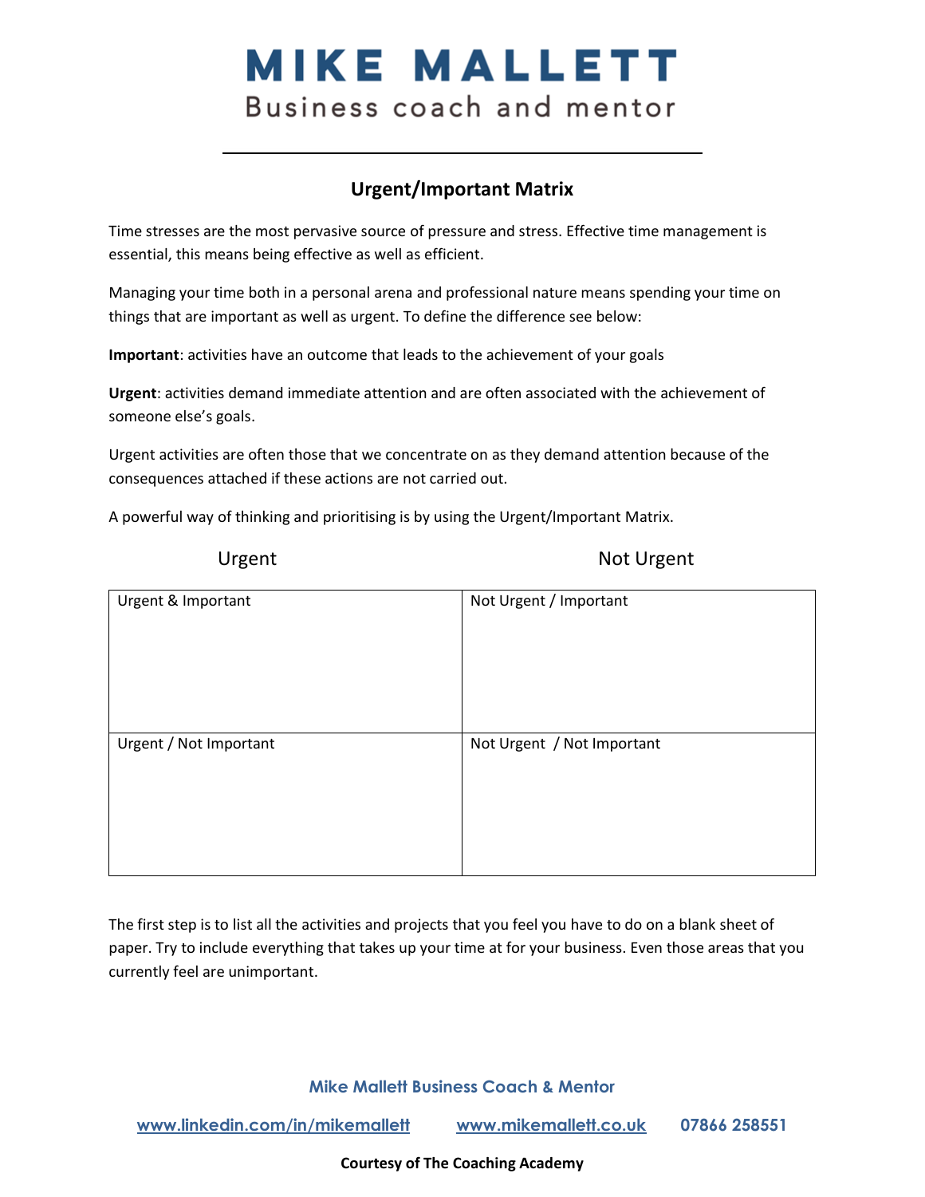# MIKE MALLETT
Business coach and mentor

## Urgent/Important Matrix

Time stresses are the most pervasive source of pressure and stress. Effective time management is essential, this means being effective as well as efficient.

Managing your time both in a personal arena and professional nature means spending your time on things that are important as well as urgent. To define the difference see below:

**Important**: activities have an outcome that leads to the achievement of your goals

**Urgent**: activities demand immediate attention and are often associated with the achievement of someone else's goals.

Urgent activities are often those that we concentrate on as they demand attention because of the consequences attached if these actions are not carried out.

A powerful way of thinking and prioritising is by using the Urgent/Important Matrix.

| Urgent | Not Urgent |
|---|---|
| Urgent & Important | Not Urgent / Important |
| Urgent / Not Important | Not Urgent / Not Important |

The first step is to list all the activities and projects that you feel you have to do on a blank sheet of paper. Try to include everything that takes up your time at for your business. Even those areas that you currently feel are unimportant.

**Mike Mallett Business Coach & Mentor**

www.linkedin.com/in/mikemallett    www.mikemallett.co.uk    07866 258551

**Courtesy of The Coaching Academy**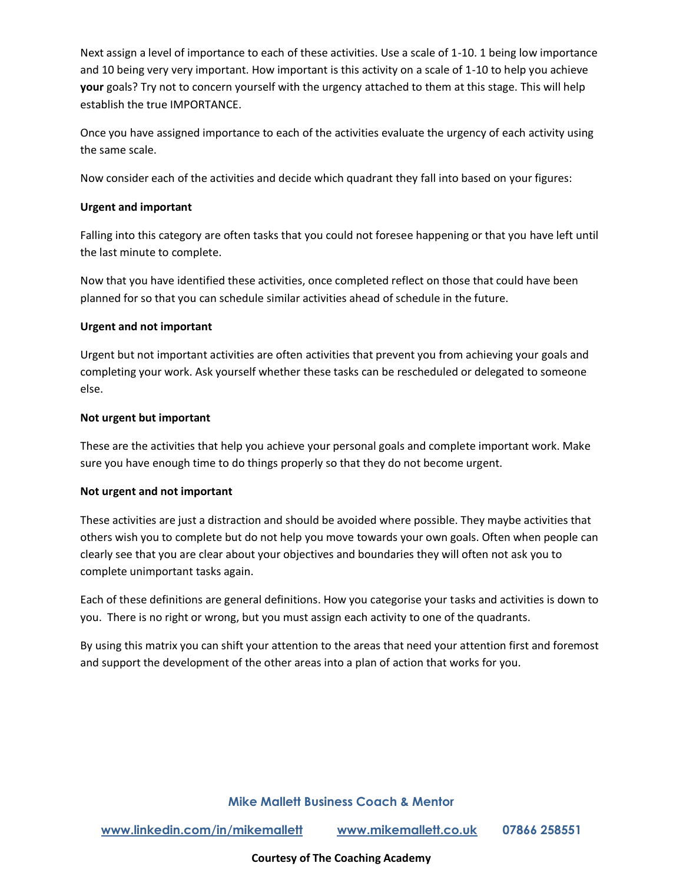Next assign a level of importance to each of these activities. Use a scale of 1-10. 1 being low importance and 10 being very very important. How important is this activity on a scale of 1-10 to help you achieve **your** goals? Try not to concern yourself with the urgency attached to them at this stage. This will help establish the true IMPORTANCE.

Once you have assigned importance to each of the activities evaluate the urgency of each activity using the same scale.

Now consider each of the activities and decide which quadrant they fall into based on your figures:

**Urgent and important**

Falling into this category are often tasks that you could not foresee happening or that you have left until the last minute to complete.

Now that you have identified these activities, once completed reflect on those that could have been planned for so that you can schedule similar activities ahead of schedule in the future.

**Urgent and not important**

Urgent but not important activities are often activities that prevent you from achieving your goals and completing your work. Ask yourself whether these tasks can be rescheduled or delegated to someone else.

**Not urgent but important**

These are the activities that help you achieve your personal goals and complete important work. Make sure you have enough time to do things properly so that they do not become urgent.

**Not urgent and not important**

These activities are just a distraction and should be avoided where possible. They maybe activities that others wish you to complete but do not help you move towards your own goals. Often when people can clearly see that you are clear about your objectives and boundaries they will often not ask you to complete unimportant tasks again.

Each of these definitions are general definitions. How you categorise your tasks and activities is down to you. There is no right or wrong, but you must assign each activity to one of the quadrants.

By using this matrix you can shift your attention to the areas that need your attention first and foremost and support the development of the other areas into a plan of action that works for you.

**Mike Mallett Business Coach & Mentor**

[www.linkedin.com/in/mikemallett](http://www.linkedin.com/in/mikemallett) [www.mikemallett.co.uk](http://www.mikemallett.co.uk) **07866 258551**

**Courtesy of The Coaching Academy**